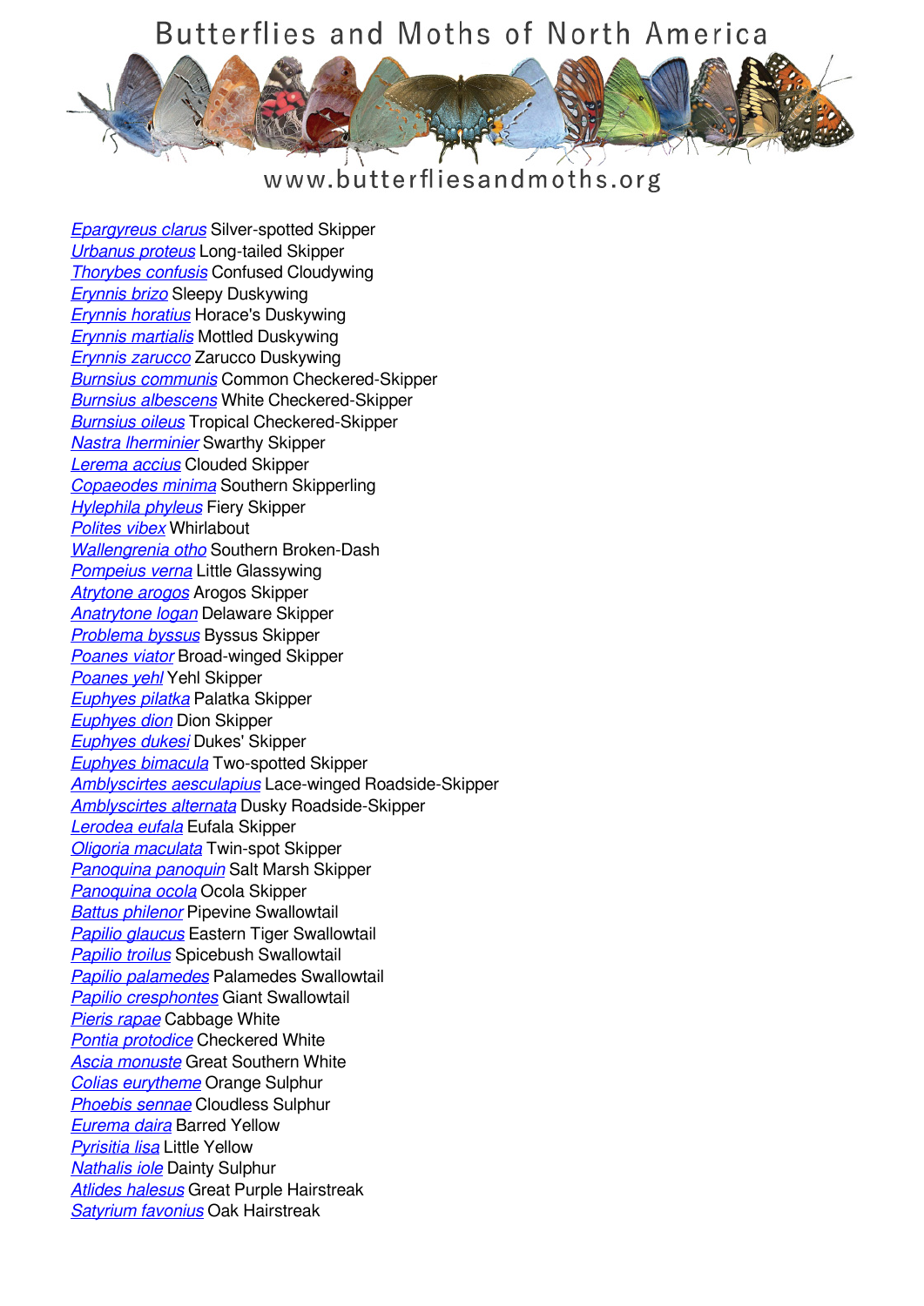# Butterflies and Moths of North America

www.butterfliesandmoths.org

*Epargyreus clarus* Silver-spotted Skipper
*Urbanus proteus* Long-tailed Skipper
*Thorybes confusis* Confused Cloudywing
*Erynnis brizo* Sleepy Duskywing
*Erynnis horatius* Horace's Duskywing
*Erynnis martialis* Mottled Duskywing
*Erynnis zarucco* Zarucco Duskywing
*Burnsius communis* Common Checkered-Skipper
*Burnsius albescens* White Checkered-Skipper
*Burnsius oileus* Tropical Checkered-Skipper
*Nastra lherminier* Swarthy Skipper
*Lerema accius* Clouded Skipper
*Copaeodes minima* Southern Skipperling
*Hylephila phyleus* Fiery Skipper
*Polites vibex* Whirlabout
*Wallengrenia otho* Southern Broken-Dash
*Pompeius verna* Little Glassywing
*Atrytone arogos* Arogos Skipper
*Anatrytone logan* Delaware Skipper
*Problema byssus* Byssus Skipper
*Poanes viator* Broad-winged Skipper
*Poanes yehl* Yehl Skipper
*Euphyes pilatka* Palatka Skipper
*Euphyes dion* Dion Skipper
*Euphyes dukesi* Dukes' Skipper
*Euphyes bimacula* Two-spotted Skipper
*Amblyscirtes aesculapius* Lace-winged Roadside-Skipper
*Amblyscirtes alternata* Dusky Roadside-Skipper
*Lerodea eufala* Eufala Skipper
*Oligoria maculata* Twin-spot Skipper
*Panoquina panoquin* Salt Marsh Skipper
*Panoquina ocola* Ocola Skipper
*Battus philenor* Pipevine Swallowtail
*Papilio glaucus* Eastern Tiger Swallowtail
*Papilio troilus* Spicebush Swallowtail
*Papilio palamedes* Palamedes Swallowtail
*Papilio cresphontes* Giant Swallowtail
*Pieris rapae* Cabbage White
*Pontia protodice* Checkered White
*Ascia monuste* Great Southern White
*Colias eurytheme* Orange Sulphur
*Phoebis sennae* Cloudless Sulphur
*Eurema daira* Barred Yellow
*Pyrisitia lisa* Little Yellow
*Nathalis iole* Dainty Sulphur
*Atlides halesus* Great Purple Hairstreak
*Satyrium favonius* Oak Hairstreak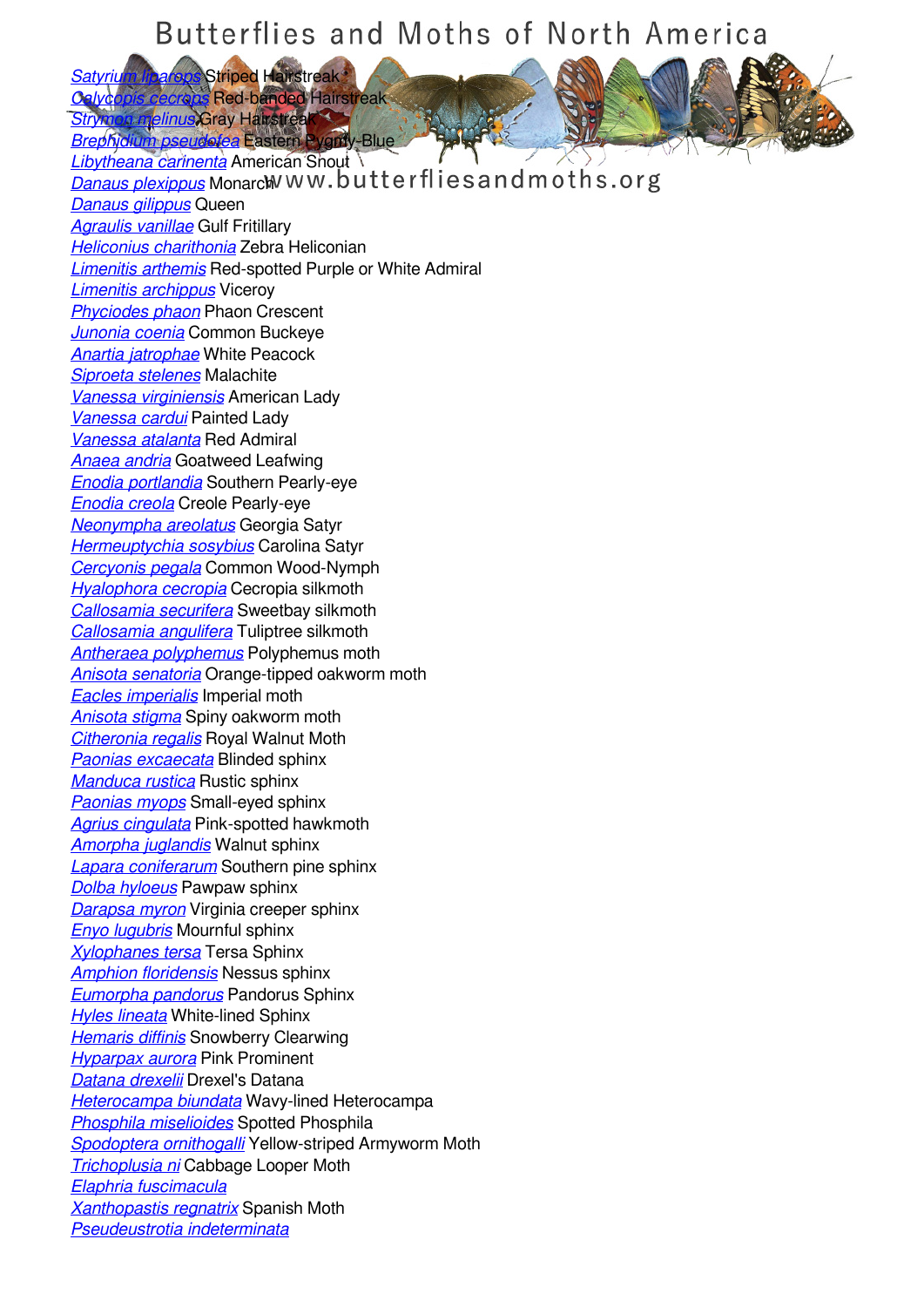*Satyrium liparops* Striped Hairstreak
*Calycopis cecrops* Red-banded Hairstreak
*Strymon melinus* Gray Hairstreak
*Brephidium pseudofea* Eastern Pygmy-Blue
*Libytheana carinenta* American Snout
*Danaus plexippus* Monarch
*Danaus gilippus* Queen
*Agraulis vanillae* Gulf Fritillary
*Heliconius charithonia* Zebra Heliconian
*Limenitis arthemis* Red-spotted Purple or White Admiral
*Limenitis archippus* Viceroy
*Phyciodes phaon* Phaon Crescent
*Junonia coenia* Common Buckeye
*Anartia jatrophae* White Peacock
*Siproeta stelenes* Malachite
*Vanessa virginiensis* American Lady
*Vanessa cardui* Painted Lady
*Vanessa atalanta* Red Admiral
*Anaea andria* Goatweed Leafwing
*Enodia portlandia* Southern Pearly-eye
*Enodia creola* Creole Pearly-eye
*Neonympha areolatus* Georgia Satyr
*Hermeuptychia sosybius* Carolina Satyr
*Cercyonis pegala* Common Wood-Nymph
*Hyalophora cecropia* Cecropia silkmoth
*Callosamia securifera* Sweetbay silkmoth
*Callosamia angulifera* Tuliptree silkmoth
*Antheraea polyphemus* Polyphemus moth
*Anisota senatoria* Orange-tipped oakworm moth
*Eacles imperialis* Imperial moth
*Anisota stigma* Spiny oakworm moth
*Citheronia regalis* Royal Walnut Moth
*Paonias excaecata* Blinded sphinx
*Manduca rustica* Rustic sphinx
*Paonias myops* Small-eyed sphinx
*Agrius cingulata* Pink-spotted hawkmoth
*Amorpha juglandis* Walnut sphinx
*Lapara coniferarum* Southern pine sphinx
*Dolba hyloeus* Pawpaw sphinx
*Darapsa myron* Virginia creeper sphinx
*Enyo lugubris* Mournful sphinx
*Xylophanes tersa* Tersa Sphinx
*Amphion floridensis* Nessus sphinx
*Eumorpha pandorus* Pandorus Sphinx
*Hyles lineata* White-lined Sphinx
*Hemaris diffinis* Snowberry Clearwing
*Hyparpax aurora* Pink Prominent
*Datana drexelii* Drexel's Datana
*Heterocampa biundata* Wavy-lined Heterocampa
*Phosphila miselioides* Spotted Phosphila
*Spodoptera ornithogalli* Yellow-striped Armyworm Moth
*Trichoplusia ni* Cabbage Looper Moth
*Elaphria fuscimacula*
*Xanthopastis regnatrix* Spanish Moth
*Pseudeustrotia indeterminata*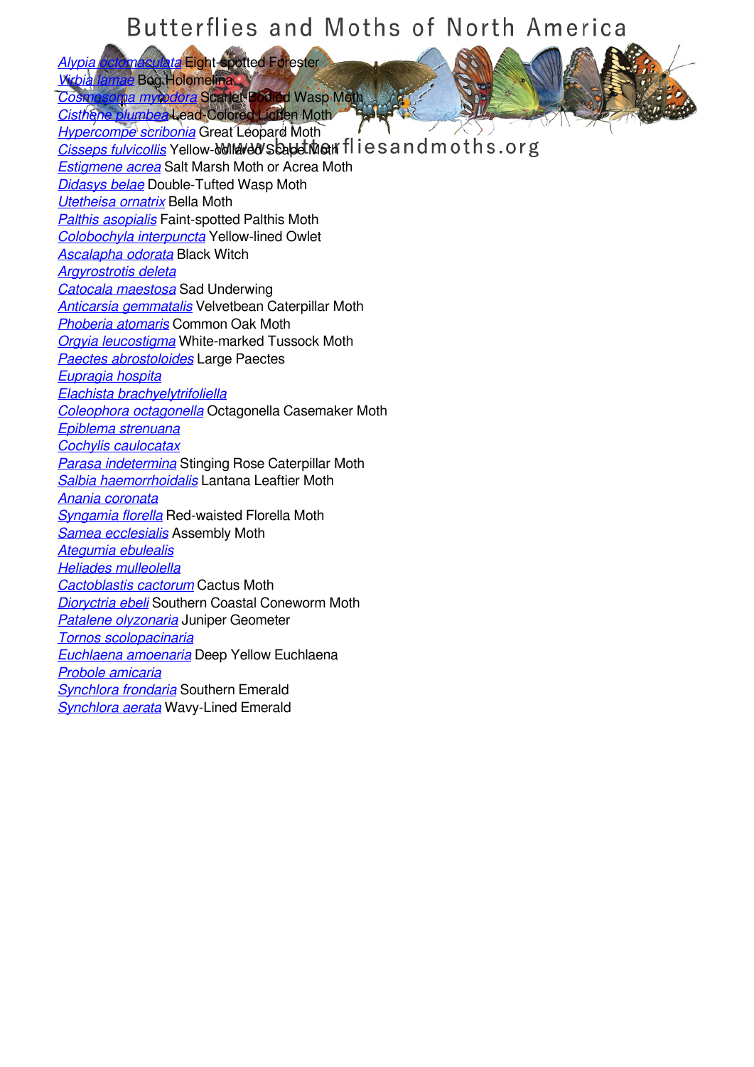*Alypia octomaculata* Eight-spotted Forester
*Virbia lamae* Bog Holomelina
*Cosmosoma myrodora* Scarlet-Bodied Wasp Moth
*Cisthene plumbea* Lead-Colored Lichen Moth
*Hypercompe scribonia* Great Leopard Moth
*Cisseps fulvicollis* Yellow-collared Scape Moth
*Estigmene acrea* Salt Marsh Moth or Acrea Moth
*Didasys belae* Double-Tufted Wasp Moth
*Utetheisa ornatrix* Bella Moth
*Palthis asopialis* Faint-spotted Palthis Moth
*Colobochyla interpuncta* Yellow-lined Owlet
*Ascalapha odorata* Black Witch
*Argyrostrotis deleta*
*Catocala maestosa* Sad Underwing
*Anticarsia gemmatalis* Velvetbean Caterpillar Moth
*Phoberia atomaris* Common Oak Moth
*Orgyia leucostigma* White-marked Tussock Moth
*Paectes abrostoloides* Large Paectes
*Eupragia hospita*
*Elachista brachyelytrifoliella*
*Coleophora octagonella* Octagonella Casemaker Moth
*Epiblema strenuana*
*Cochylis caulocatax*
*Parasa indetermina* Stinging Rose Caterpillar Moth
*Salbia haemorrhoidalis* Lantana Leaftier Moth
*Anania coronata*
*Syngamia florella* Red-waisted Florella Moth
*Samea ecclesialis* Assembly Moth
*Ategumia ebulealis*
*Heliades mulleolella*
*Cactoblastis cactorum* Cactus Moth
*Dioryctria ebeli* Southern Coastal Coneworm Moth
*Patalene olyzonaria* Juniper Geometer
*Tornos scolopacinaria*
*Euchlaena amoenaria* Deep Yellow Euchlaena
*Probole amicaria*
*Synchlora frondaria* Southern Emerald
*Synchlora aerata* Wavy-Lined Emerald